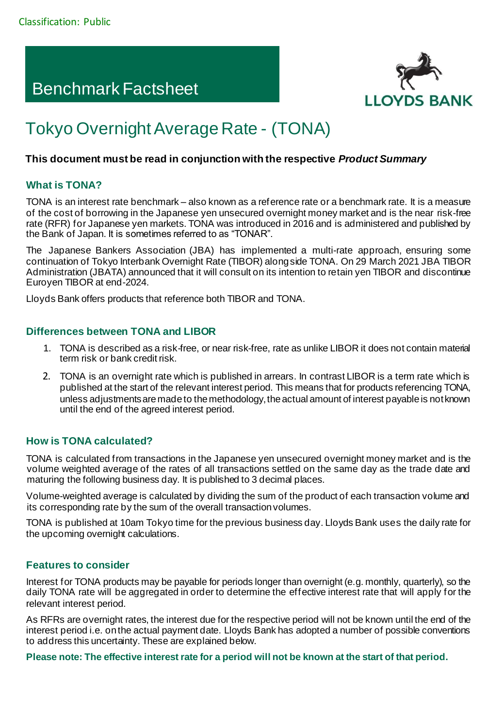Classification: Public

# Benchmark Factsheet

LLOYDS BANK

# Tokyo Overnight Average Rate - (TONA)

**This document must be read in conjunction with the respective *Product Summary***

## What is TONA?

TONA is an interest rate benchmark – also known as a reference rate or a benchmark rate. It is a measure of the cost of borrowing in the Japanese yen unsecured overnight money market and is the near risk-free rate (RFR) for Japanese yen markets. TONA was introduced in 2016 and is administered and published by the Bank of Japan. It is sometimes referred to as "TONAR".

The Japanese Bankers Association (JBA) has implemented a multi-rate approach, ensuring some continuation of Tokyo Interbank Overnight Rate (TIBOR) alongside TONA. On 29 March 2021 JBA TIBOR Administration (JBATA) announced that it will consult on its intention to retain yen TIBOR and discontinue Euroyen TIBOR at end-2024.

Lloyds Bank offers products that reference both TIBOR and TONA.

## Differences between TONA and LIBOR

1. TONA is described as a risk-free, or near risk-free, rate as unlike LIBOR it does not contain material term risk or bank credit risk.
2. TONA is an overnight rate which is published in arrears. In contrast LIBOR is a term rate which is published at the start of the relevant interest period. This means that for products referencing TONA, unless adjustments are made to the methodology, the actual amount of interest payable is not known until the end of the agreed interest period.

## How is TONA calculated?

TONA is calculated from transactions in the Japanese yen unsecured overnight money market and is the volume weighted average of the rates of all transactions settled on the same day as the trade date and maturing the following business day. It is published to 3 decimal places.

Volume-weighted average is calculated by dividing the sum of the product of each transaction volume and its corresponding rate by the sum of the overall transaction volumes.

TONA is published at 10am Tokyo time for the previous business day. Lloyds Bank uses the daily rate for the upcoming overnight calculations.

## Features to consider

Interest for TONA products may be payable for periods longer than overnight (e.g. monthly, quarterly), so the daily TONA rate will be aggregated in order to determine the effective interest rate that will apply for the relevant interest period.

As RFRs are overnight rates, the interest due for the respective period will not be known until the end of the interest period i.e. on the actual payment date. Lloyds Bank has adopted a number of possible conventions to address this uncertainty. These are explained below.

**Please note: The effective interest rate for a period will not be known at the start of that period.**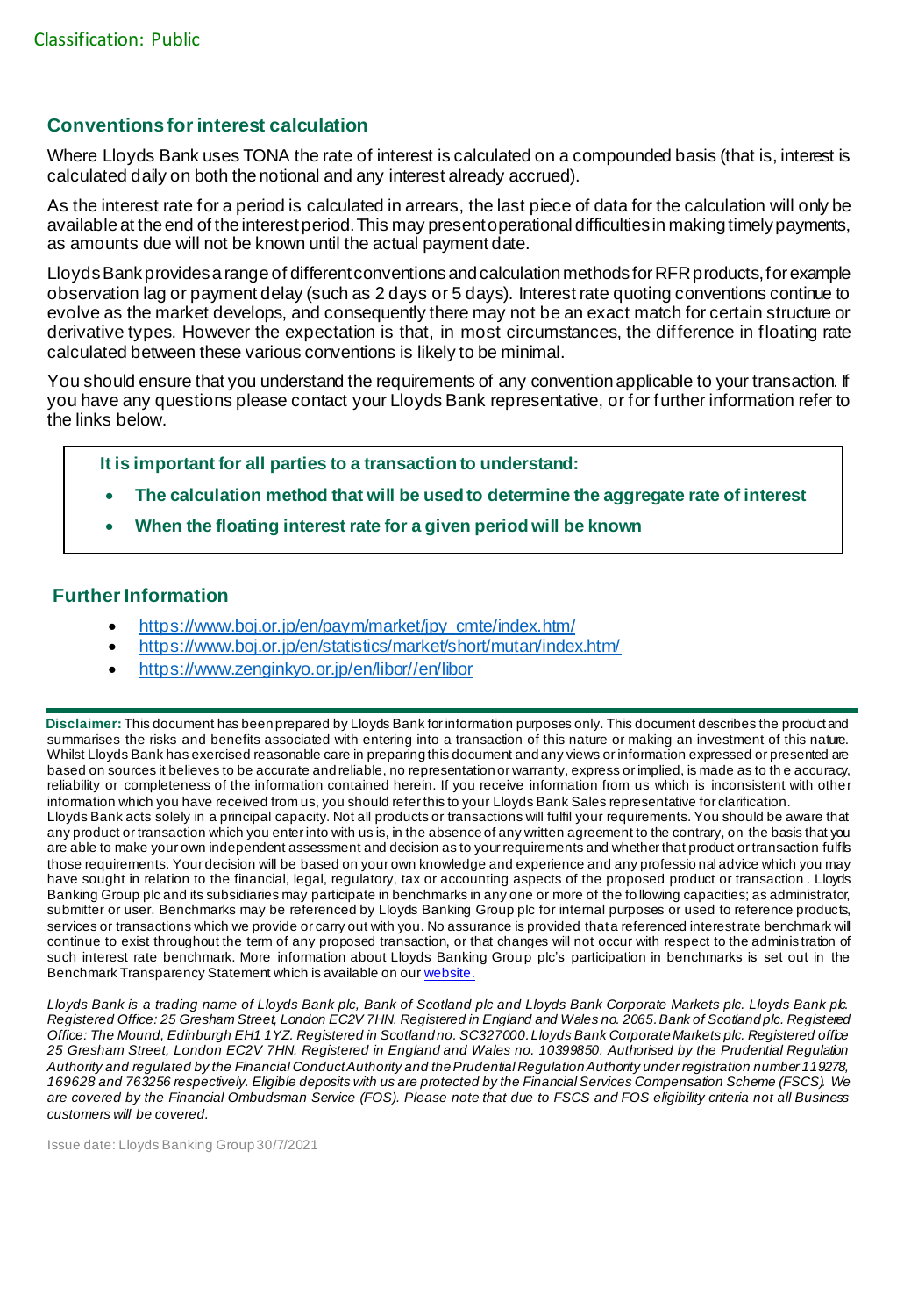Classification: Public

## Conventions for interest calculation

Where Lloyds Bank uses TONA the rate of interest is calculated on a compounded basis (that is, interest is calculated daily on both the notional and any interest already accrued).

As the interest rate for a period is calculated in arrears, the last piece of data for the calculation will only be available at the end of the interest period. This may present operational difficulties in making timely payments, as amounts due will not be known until the actual payment date.

Lloyds Bank provides a range of different conventions and calculation methods for RFR products, for example observation lag or payment delay (such as 2 days or 5 days). Interest rate quoting conventions continue to evolve as the market develops, and consequently there may not be an exact match for certain structure or derivative types. However the expectation is that, in most circumstances, the difference in floating rate calculated between these various conventions is likely to be minimal.

You should ensure that you understand the requirements of any convention applicable to your transaction. If you have any questions please contact your Lloyds Bank representative, or for further information refer to the links below.

> **It is important for all parties to a transaction to understand:**
>
> - **The calculation method that will be used to determine the aggregate rate of interest**
> - **When the floating interest rate for a given period will be known**

## Further Information

- https://www.boj.or.jp/en/paym/market/jpy_cmte/index.htm/
- https://www.boj.or.jp/en/statistics/market/short/mutan/index.htm/
- https://www.zenginkyo.or.jp/en/libor//en/libor

**Disclaimer:** This document has been prepared by Lloyds Bank for information purposes only. This document describes the product and summarises the risks and benefits associated with entering into a transaction of this nature or making an investment of this nature. Whilst Lloyds Bank has exercised reasonable care in preparing this document and any views or information expressed or presented are based on sources it believes to be accurate and reliable, no representation or warranty, express or implied, is made as to the accuracy, reliability or completeness of the information contained herein. If you receive information from us which is inconsistent with other information which you have received from us, you should refer this to your Lloyds Bank Sales representative for clarification.
Lloyds Bank acts solely in a principal capacity. Not all products or transactions will fulfil your requirements. You should be aware that any product or transaction which you enter into with us is, in the absence of any written agreement to the contrary, on the basis that you are able to make your own independent assessment and decision as to your requirements and whether that product or transaction fulfils those requirements. Your decision will be based on your own knowledge and experience and any professional advice which you may have sought in relation to the financial, legal, regulatory, tax or accounting aspects of the proposed product or transaction. Lloyds Banking Group plc and its subsidiaries may participate in benchmarks in any one or more of the following capacities; as administrator, submitter or user. Benchmarks may be referenced by Lloyds Banking Group plc for internal purposes or used to reference products, services or transactions which we provide or carry out with you. No assurance is provided that a referenced interest rate benchmark will continue to exist throughout the term of any proposed transaction, or that changes will not occur with respect to the administration of such interest rate benchmark. More information about Lloyds Banking Group plc's participation in benchmarks is set out in the Benchmark Transparency Statement which is available on our website.

*Lloyds Bank is a trading name of Lloyds Bank plc, Bank of Scotland plc and Lloyds Bank Corporate Markets plc. Lloyds Bank plc. Registered Office: 25 Gresham Street, London EC2V 7HN. Registered in England and Wales no. 2065. Bank of Scotland plc. Registered Office: The Mound, Edinburgh EH1 1YZ. Registered in Scotland no. SC327000. Lloyds Bank Corporate Markets plc. Registered office 25 Gresham Street, London EC2V 7HN. Registered in England and Wales no. 10399850. Authorised by the Prudential Regulation Authority and regulated by the Financial Conduct Authority and the Prudential Regulation Authority under registration number 119278, 169628 and 763256 respectively. Eligible deposits with us are protected by the Financial Services Compensation Scheme (FSCS). We are covered by the Financial Ombudsman Service (FOS). Please note that due to FSCS and FOS eligibility criteria not all Business customers will be covered.*

Issue date: Lloyds Banking Group 30/7/2021